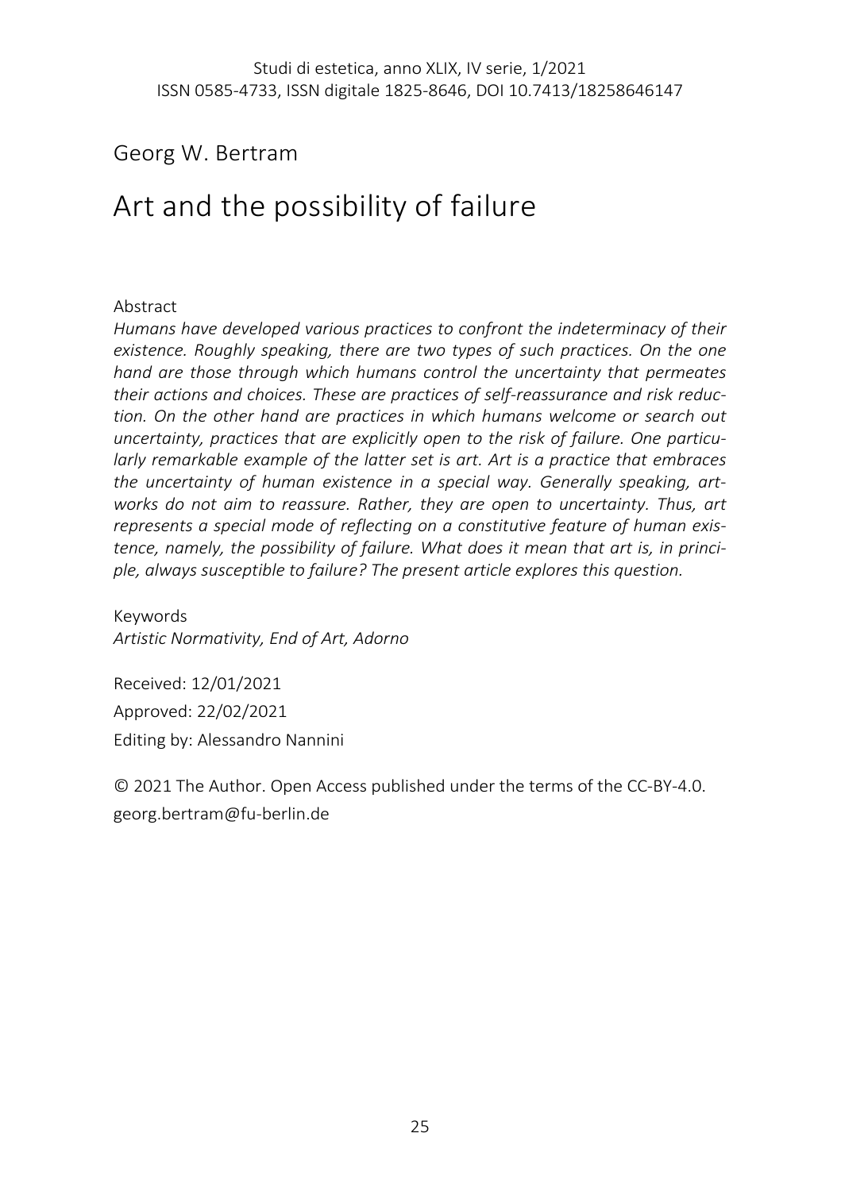Georg W. Bertram

# Art and the possibility of failure

Abstract

*Humans have developed various practices to confront the indeterminacy of their existence. Roughly speaking, there are two types of such practices. On the one hand are those through which humans control the uncertainty that permeates their actions and choices. These are practices of self-reassurance and risk reduction. On the other hand are practices in which humans welcome or search out uncertainty, practices that are explicitly open to the risk of failure. One particularly remarkable example of the latter set is art. Art is a practice that embraces the uncertainty of human existence in a special way. Generally speaking, artworks do not aim to reassure. Rather, they are open to uncertainty. Thus, art represents a special mode of reflecting on a constitutive feature of human existence, namely, the possibility of failure. What does it mean that art is, in principle, always susceptible to failure? The present article explores this question.*

Keywords

*Artistic Normativity, End of Art, Adorno*

Received: 12/01/2021

Approved: 22/02/2021

Editing by: Alessandro Nannini

© 2021 The Author. Open Access published under the terms of the CC-BY-4.0.
georg.bertram@fu-berlin.de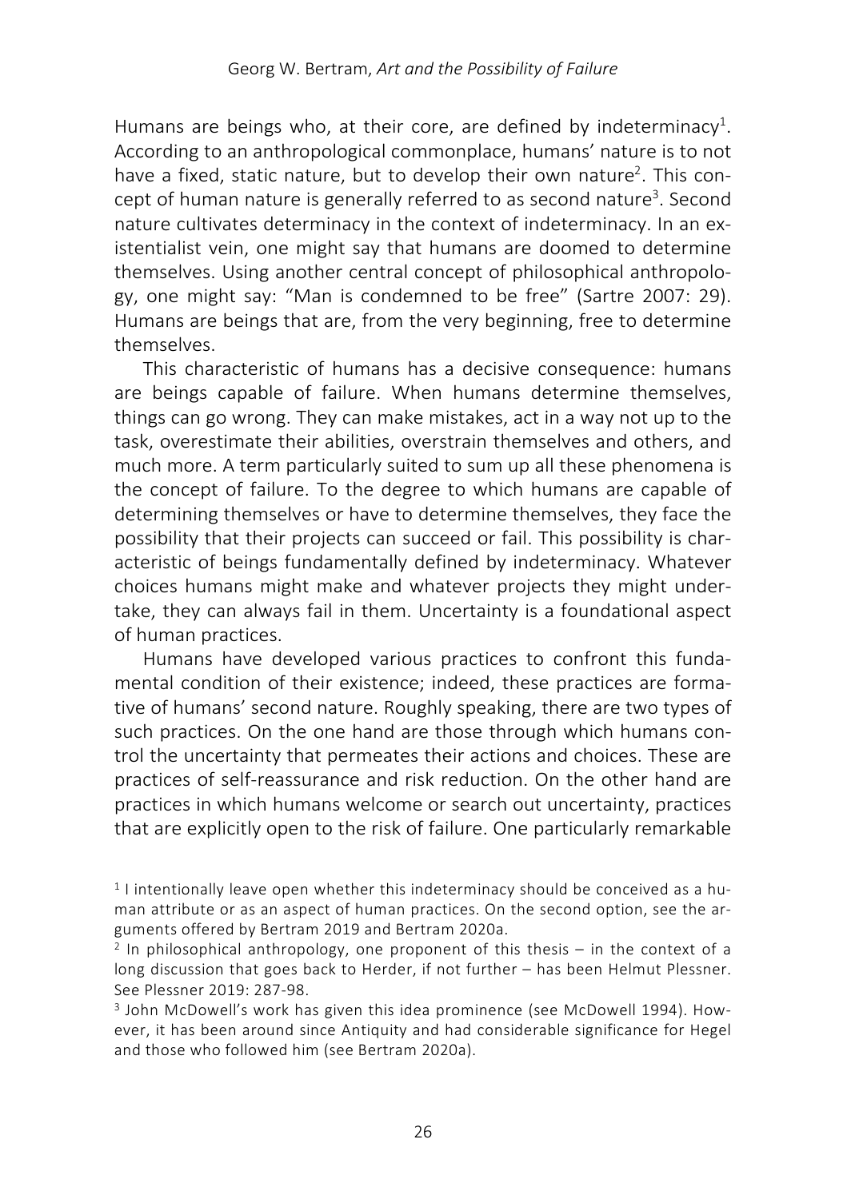Humans are beings who, at their core, are defined by indeterminacy[1]. According to an anthropological commonplace, humans' nature is to not have a fixed, static nature, but to develop their own nature[2]. This concept of human nature is generally referred to as second nature[3]. Second nature cultivates determinacy in the context of indeterminacy. In an existentialist vein, one might say that humans are doomed to determine themselves. Using another central concept of philosophical anthropology, one might say: "Man is condemned to be free" (Sartre 2007: 29). Humans are beings that are, from the very beginning, free to determine themselves.

This characteristic of humans has a decisive consequence: humans are beings capable of failure. When humans determine themselves, things can go wrong. They can make mistakes, act in a way not up to the task, overestimate their abilities, overstrain themselves and others, and much more. A term particularly suited to sum up all these phenomena is the concept of failure. To the degree to which humans are capable of determining themselves or have to determine themselves, they face the possibility that their projects can succeed or fail. This possibility is characteristic of beings fundamentally defined by indeterminacy. Whatever choices humans might make and whatever projects they might undertake, they can always fail in them. Uncertainty is a foundational aspect of human practices.

Humans have developed various practices to confront this fundamental condition of their existence; indeed, these practices are formative of humans' second nature. Roughly speaking, there are two types of such practices. On the one hand are those through which humans control the uncertainty that permeates their actions and choices. These are practices of self-reassurance and risk reduction. On the other hand are practices in which humans welcome or search out uncertainty, practices that are explicitly open to the risk of failure. One particularly remarkable

[1] I intentionally leave open whether this indeterminacy should be conceived as a human attribute or as an aspect of human practices. On the second option, see the arguments offered by Bertram 2019 and Bertram 2020a.

[2] In philosophical anthropology, one proponent of this thesis – in the context of a long discussion that goes back to Herder, if not further – has been Helmut Plessner. See Plessner 2019: 287-98.

[3] John McDowell's work has given this idea prominence (see McDowell 1994). However, it has been around since Antiquity and had considerable significance for Hegel and those who followed him (see Bertram 2020a).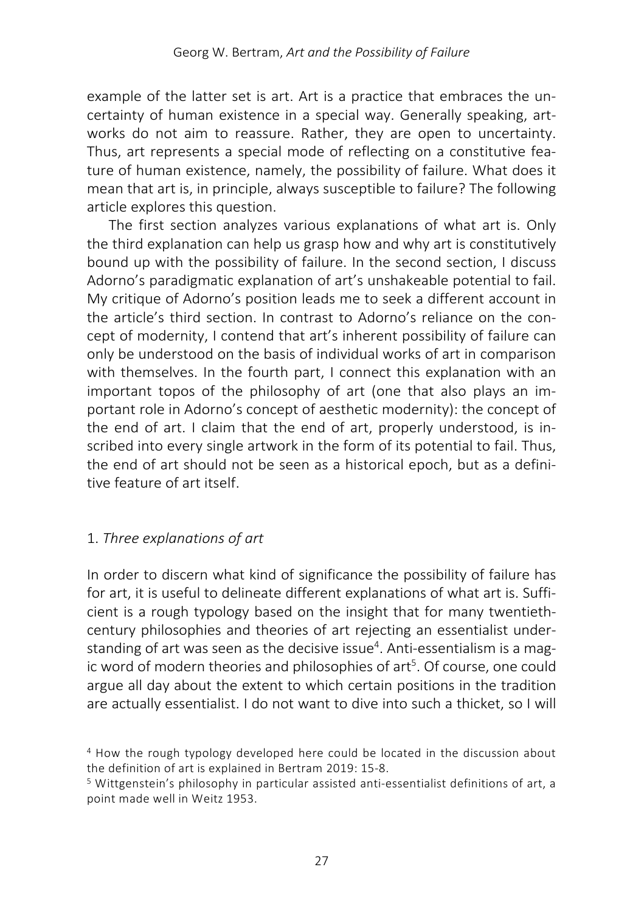example of the latter set is art. Art is a practice that embraces the uncertainty of human existence in a special way. Generally speaking, artworks do not aim to reassure. Rather, they are open to uncertainty. Thus, art represents a special mode of reflecting on a constitutive feature of human existence, namely, the possibility of failure. What does it mean that art is, in principle, always susceptible to failure? The following article explores this question.

The first section analyzes various explanations of what art is. Only the third explanation can help us grasp how and why art is constitutively bound up with the possibility of failure. In the second section, I discuss Adorno's paradigmatic explanation of art's unshakeable potential to fail. My critique of Adorno's position leads me to seek a different account in the article's third section. In contrast to Adorno's reliance on the concept of modernity, I contend that art's inherent possibility of failure can only be understood on the basis of individual works of art in comparison with themselves. In the fourth part, I connect this explanation with an important topos of the philosophy of art (one that also plays an important role in Adorno's concept of aesthetic modernity): the concept of the end of art. I claim that the end of art, properly understood, is inscribed into every single artwork in the form of its potential to fail. Thus, the end of art should not be seen as a historical epoch, but as a definitive feature of art itself.

## 1. *Three explanations of art*

In order to discern what kind of significance the possibility of failure has for art, it is useful to delineate different explanations of what art is. Sufficient is a rough typology based on the insight that for many twentieth-century philosophies and theories of art rejecting an essentialist understanding of art was seen as the decisive issue[4]. Anti-essentialism is a magic word of modern theories and philosophies of art[5]. Of course, one could argue all day about the extent to which certain positions in the tradition are actually essentialist. I do not want to dive into such a thicket, so I will

---

[4] How the rough typology developed here could be located in the discussion about the definition of art is explained in Bertram 2019: 15-8.

[5] Wittgenstein's philosophy in particular assisted anti-essentialist definitions of art, a point made well in Weitz 1953.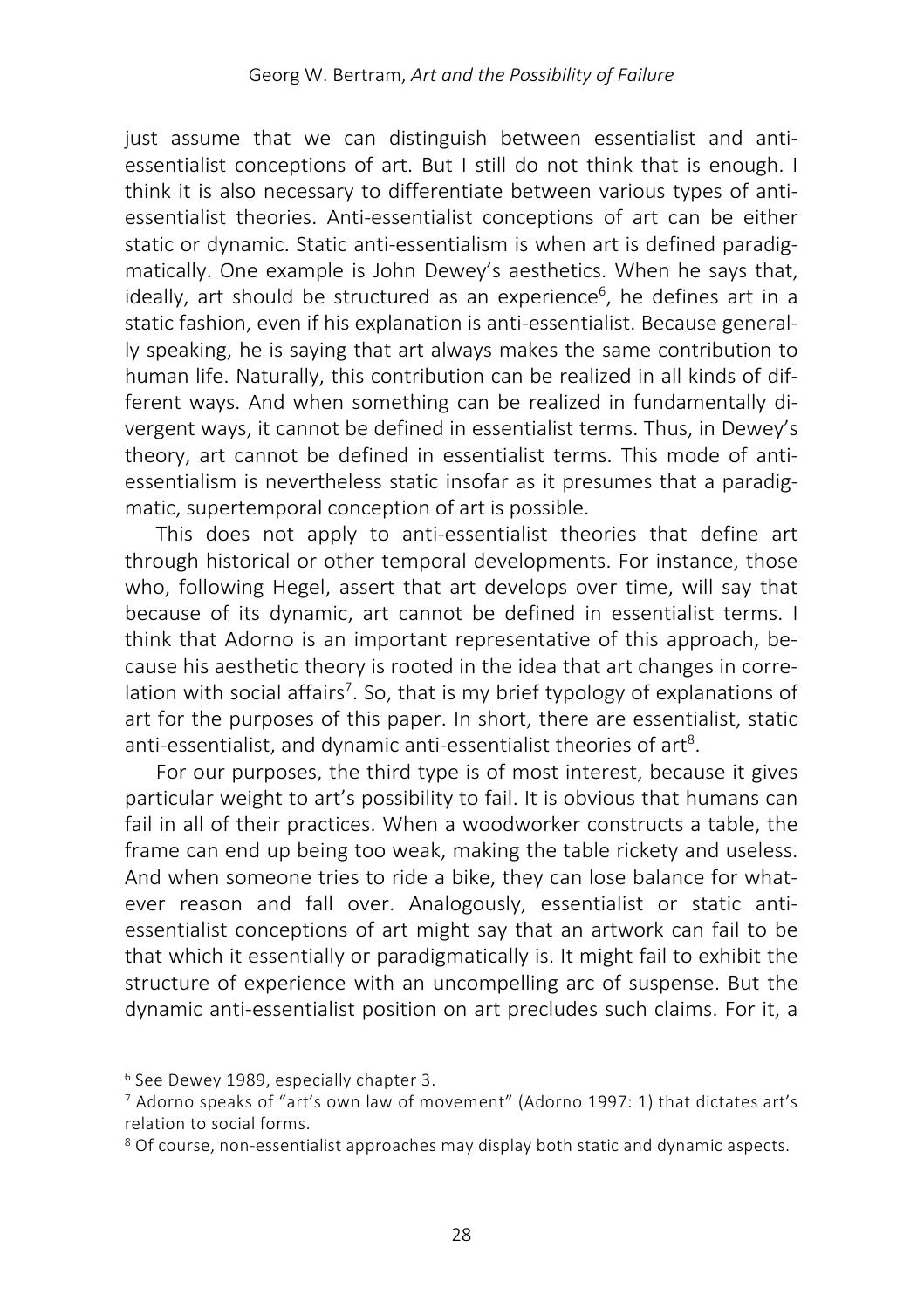just assume that we can distinguish between essentialist and anti-essentialist conceptions of art. But I still do not think that is enough. I think it is also necessary to differentiate between various types of anti-essentialist theories. Anti-essentialist conceptions of art can be either static or dynamic. Static anti-essentialism is when art is defined paradigmatically. One example is John Dewey's aesthetics. When he says that, ideally, art should be structured as an experience[6], he defines art in a static fashion, even if his explanation is anti-essentialist. Because generally speaking, he is saying that art always makes the same contribution to human life. Naturally, this contribution can be realized in all kinds of different ways. And when something can be realized in fundamentally divergent ways, it cannot be defined in essentialist terms. Thus, in Dewey's theory, art cannot be defined in essentialist terms. This mode of anti-essentialism is nevertheless static insofar as it presumes that a paradigmatic, supertemporal conception of art is possible.

This does not apply to anti-essentialist theories that define art through historical or other temporal developments. For instance, those who, following Hegel, assert that art develops over time, will say that because of its dynamic, art cannot be defined in essentialist terms. I think that Adorno is an important representative of this approach, because his aesthetic theory is rooted in the idea that art changes in correlation with social affairs[7]. So, that is my brief typology of explanations of art for the purposes of this paper. In short, there are essentialist, static anti-essentialist, and dynamic anti-essentialist theories of art[8].

For our purposes, the third type is of most interest, because it gives particular weight to art's possibility to fail. It is obvious that humans can fail in all of their practices. When a woodworker constructs a table, the frame can end up being too weak, making the table rickety and useless. And when someone tries to ride a bike, they can lose balance for whatever reason and fall over. Analogously, essentialist or static anti-essentialist conceptions of art might say that an artwork can fail to be that which it essentially or paradigmatically is. It might fail to exhibit the structure of experience with an uncompelling arc of suspense. But the dynamic anti-essentialist position on art precludes such claims. For it, a

[6] See Dewey 1989, especially chapter 3.

[7] Adorno speaks of "art's own law of movement" (Adorno 1997: 1) that dictates art's relation to social forms.

[8] Of course, non-essentialist approaches may display both static and dynamic aspects.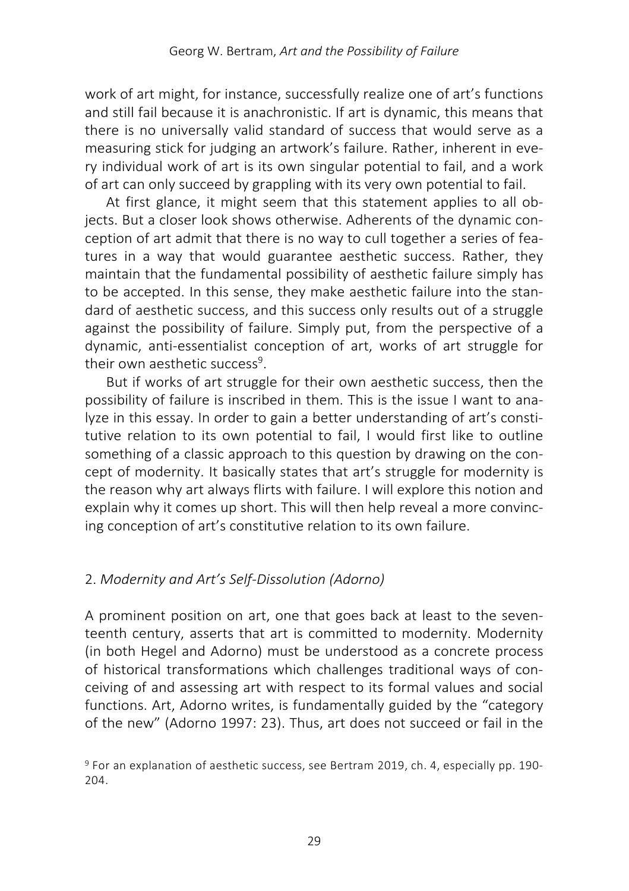work of art might, for instance, successfully realize one of art's functions and still fail because it is anachronistic. If art is dynamic, this means that there is no universally valid standard of success that would serve as a measuring stick for judging an artwork's failure. Rather, inherent in every individual work of art is its own singular potential to fail, and a work of art can only succeed by grappling with its very own potential to fail.

At first glance, it might seem that this statement applies to all objects. But a closer look shows otherwise. Adherents of the dynamic conception of art admit that there is no way to cull together a series of features in a way that would guarantee aesthetic success. Rather, they maintain that the fundamental possibility of aesthetic failure simply has to be accepted. In this sense, they make aesthetic failure into the standard of aesthetic success, and this success only results out of a struggle against the possibility of failure. Simply put, from the perspective of a dynamic, anti-essentialist conception of art, works of art struggle for their own aesthetic success[9].

But if works of art struggle for their own aesthetic success, then the possibility of failure is inscribed in them. This is the issue I want to analyze in this essay. In order to gain a better understanding of art's constitutive relation to its own potential to fail, I would first like to outline something of a classic approach to this question by drawing on the concept of modernity. It basically states that art's struggle for modernity is the reason why art always flirts with failure. I will explore this notion and explain why it comes up short. This will then help reveal a more convincing conception of art's constitutive relation to its own failure.

## 2. *Modernity and Art's Self-Dissolution (Adorno)*

A prominent position on art, one that goes back at least to the seventeenth century, asserts that art is committed to modernity. Modernity (in both Hegel and Adorno) must be understood as a concrete process of historical transformations which challenges traditional ways of conceiving of and assessing art with respect to its formal values and social functions. Art, Adorno writes, is fundamentally guided by the "category of the new" (Adorno 1997: 23). Thus, art does not succeed or fail in the

[9] For an explanation of aesthetic success, see Bertram 2019, ch. 4, especially pp. 190-204.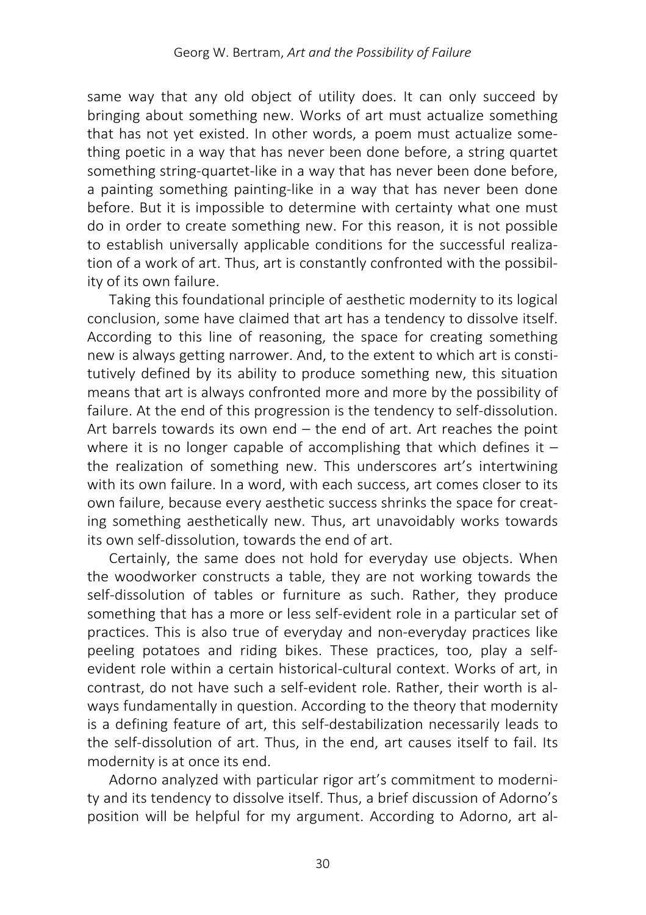same way that any old object of utility does. It can only succeed by bringing about something new. Works of art must actualize something that has not yet existed. In other words, a poem must actualize something poetic in a way that has never been done before, a string quartet something string-quartet-like in a way that has never been done before, a painting something painting-like in a way that has never been done before. But it is impossible to determine with certainty what one must do in order to create something new. For this reason, it is not possible to establish universally applicable conditions for the successful realization of a work of art. Thus, art is constantly confronted with the possibility of its own failure.

Taking this foundational principle of aesthetic modernity to its logical conclusion, some have claimed that art has a tendency to dissolve itself. According to this line of reasoning, the space for creating something new is always getting narrower. And, to the extent to which art is constitutively defined by its ability to produce something new, this situation means that art is always confronted more and more by the possibility of failure. At the end of this progression is the tendency to self-dissolution. Art barrels towards its own end – the end of art. Art reaches the point where it is no longer capable of accomplishing that which defines it – the realization of something new. This underscores art's intertwining with its own failure. In a word, with each success, art comes closer to its own failure, because every aesthetic success shrinks the space for creating something aesthetically new. Thus, art unavoidably works towards its own self-dissolution, towards the end of art.

Certainly, the same does not hold for everyday use objects. When the woodworker constructs a table, they are not working towards the self-dissolution of tables or furniture as such. Rather, they produce something that has a more or less self-evident role in a particular set of practices. This is also true of everyday and non-everyday practices like peeling potatoes and riding bikes. These practices, too, play a self-evident role within a certain historical-cultural context. Works of art, in contrast, do not have such a self-evident role. Rather, their worth is always fundamentally in question. According to the theory that modernity is a defining feature of art, this self-destabilization necessarily leads to the self-dissolution of art. Thus, in the end, art causes itself to fail. Its modernity is at once its end.

Adorno analyzed with particular rigor art's commitment to modernity and its tendency to dissolve itself. Thus, a brief discussion of Adorno's position will be helpful for my argument. According to Adorno, art al-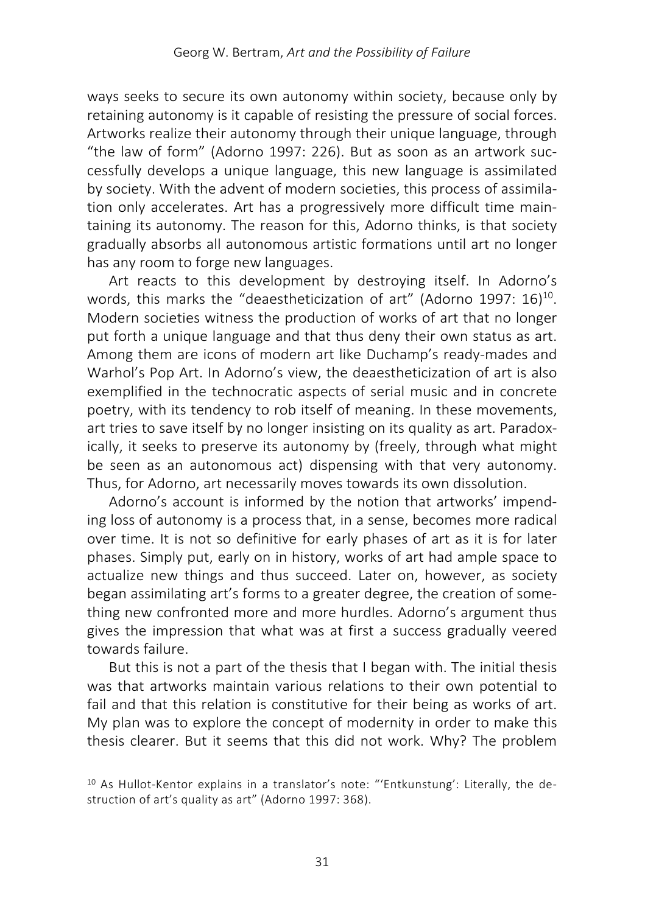ways seeks to secure its own autonomy within society, because only by retaining autonomy is it capable of resisting the pressure of social forces. Artworks realize their autonomy through their unique language, through "the law of form" (Adorno 1997: 226). But as soon as an artwork successfully develops a unique language, this new language is assimilated by society. With the advent of modern societies, this process of assimilation only accelerates. Art has a progressively more difficult time maintaining its autonomy. The reason for this, Adorno thinks, is that society gradually absorbs all autonomous artistic formations until art no longer has any room to forge new languages.

Art reacts to this development by destroying itself. In Adorno's words, this marks the "deaestheticization of art" (Adorno 1997: 16)[10]. Modern societies witness the production of works of art that no longer put forth a unique language and that thus deny their own status as art. Among them are icons of modern art like Duchamp's ready-mades and Warhol's Pop Art. In Adorno's view, the deaestheticization of art is also exemplified in the technocratic aspects of serial music and in concrete poetry, with its tendency to rob itself of meaning. In these movements, art tries to save itself by no longer insisting on its quality as art. Paradoxically, it seeks to preserve its autonomy by (freely, through what might be seen as an autonomous act) dispensing with that very autonomy. Thus, for Adorno, art necessarily moves towards its own dissolution.

Adorno's account is informed by the notion that artworks' impending loss of autonomy is a process that, in a sense, becomes more radical over time. It is not so definitive for early phases of art as it is for later phases. Simply put, early on in history, works of art had ample space to actualize new things and thus succeed. Later on, however, as society began assimilating art's forms to a greater degree, the creation of something new confronted more and more hurdles. Adorno's argument thus gives the impression that what was at first a success gradually veered towards failure.

But this is not a part of the thesis that I began with. The initial thesis was that artworks maintain various relations to their own potential to fail and that this relation is constitutive for their being as works of art. My plan was to explore the concept of modernity in order to make this thesis clearer. But it seems that this did not work. Why? The problem

[10] As Hullot-Kentor explains in a translator's note: "'Entkunstung': Literally, the destruction of art's quality as art" (Adorno 1997: 368).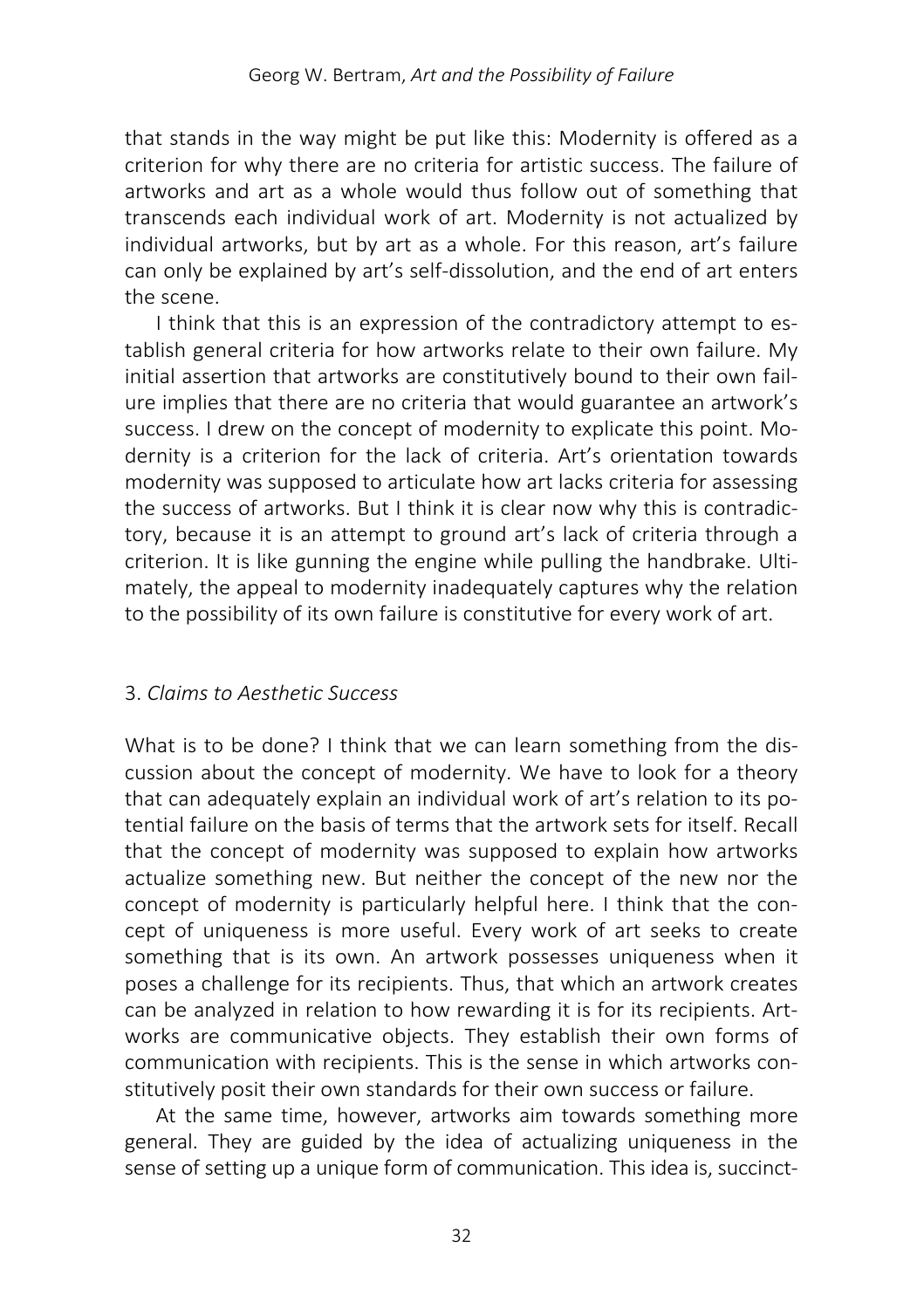that stands in the way might be put like this: Modernity is offered as a criterion for why there are no criteria for artistic success. The failure of artworks and art as a whole would thus follow out of something that transcends each individual work of art. Modernity is not actualized by individual artworks, but by art as a whole. For this reason, art's failure can only be explained by art's self-dissolution, and the end of art enters the scene.

I think that this is an expression of the contradictory attempt to establish general criteria for how artworks relate to their own failure. My initial assertion that artworks are constitutively bound to their own failure implies that there are no criteria that would guarantee an artwork's success. I drew on the concept of modernity to explicate this point. Modernity is a criterion for the lack of criteria. Art's orientation towards modernity was supposed to articulate how art lacks criteria for assessing the success of artworks. But I think it is clear now why this is contradictory, because it is an attempt to ground art's lack of criteria through a criterion. It is like gunning the engine while pulling the handbrake. Ultimately, the appeal to modernity inadequately captures why the relation to the possibility of its own failure is constitutive for every work of art.

## 3. *Claims to Aesthetic Success*

What is to be done? I think that we can learn something from the discussion about the concept of modernity. We have to look for a theory that can adequately explain an individual work of art's relation to its potential failure on the basis of terms that the artwork sets for itself. Recall that the concept of modernity was supposed to explain how artworks actualize something new. But neither the concept of the new nor the concept of modernity is particularly helpful here. I think that the concept of uniqueness is more useful. Every work of art seeks to create something that is its own. An artwork possesses uniqueness when it poses a challenge for its recipients. Thus, that which an artwork creates can be analyzed in relation to how rewarding it is for its recipients. Artworks are communicative objects. They establish their own forms of communication with recipients. This is the sense in which artworks constitutively posit their own standards for their own success or failure.

At the same time, however, artworks aim towards something more general. They are guided by the idea of actualizing uniqueness in the sense of setting up a unique form of communication. This idea is, succinct-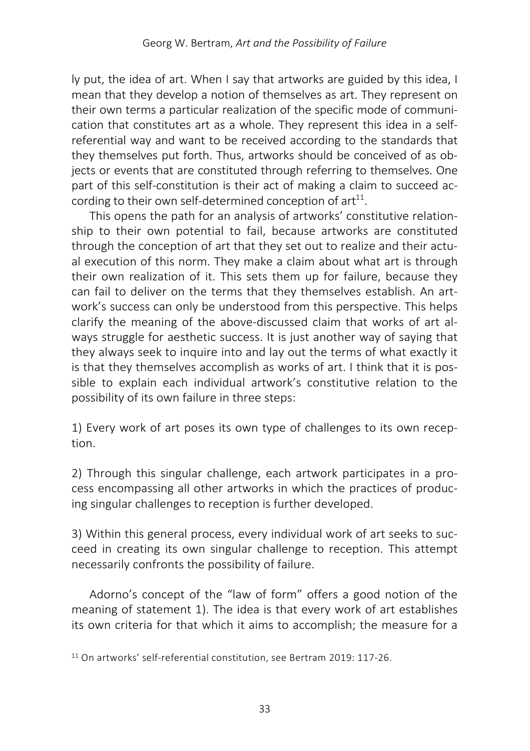ly put, the idea of art. When I say that artworks are guided by this idea, I mean that they develop a notion of themselves as art. They represent on their own terms a particular realization of the specific mode of communication that constitutes art as a whole. They represent this idea in a self-referential way and want to be received according to the standards that they themselves put forth. Thus, artworks should be conceived of as objects or events that are constituted through referring to themselves. One part of this self-constitution is their act of making a claim to succeed according to their own self-determined conception of art[11].

This opens the path for an analysis of artworks' constitutive relationship to their own potential to fail, because artworks are constituted through the conception of art that they set out to realize and their actual execution of this norm. They make a claim about what art is through their own realization of it. This sets them up for failure, because they can fail to deliver on the terms that they themselves establish. An artwork's success can only be understood from this perspective. This helps clarify the meaning of the above-discussed claim that works of art always struggle for aesthetic success. It is just another way of saying that they always seek to inquire into and lay out the terms of what exactly it is that they themselves accomplish as works of art. I think that it is possible to explain each individual artwork's constitutive relation to the possibility of its own failure in three steps:

1) Every work of art poses its own type of challenges to its own reception.

2) Through this singular challenge, each artwork participates in a process encompassing all other artworks in which the practices of producing singular challenges to reception is further developed.

3) Within this general process, every individual work of art seeks to succeed in creating its own singular challenge to reception. This attempt necessarily confronts the possibility of failure.

Adorno's concept of the "law of form" offers a good notion of the meaning of statement 1). The idea is that every work of art establishes its own criteria for that which it aims to accomplish; the measure for a

[11] On artworks' self-referential constitution, see Bertram 2019: 117-26.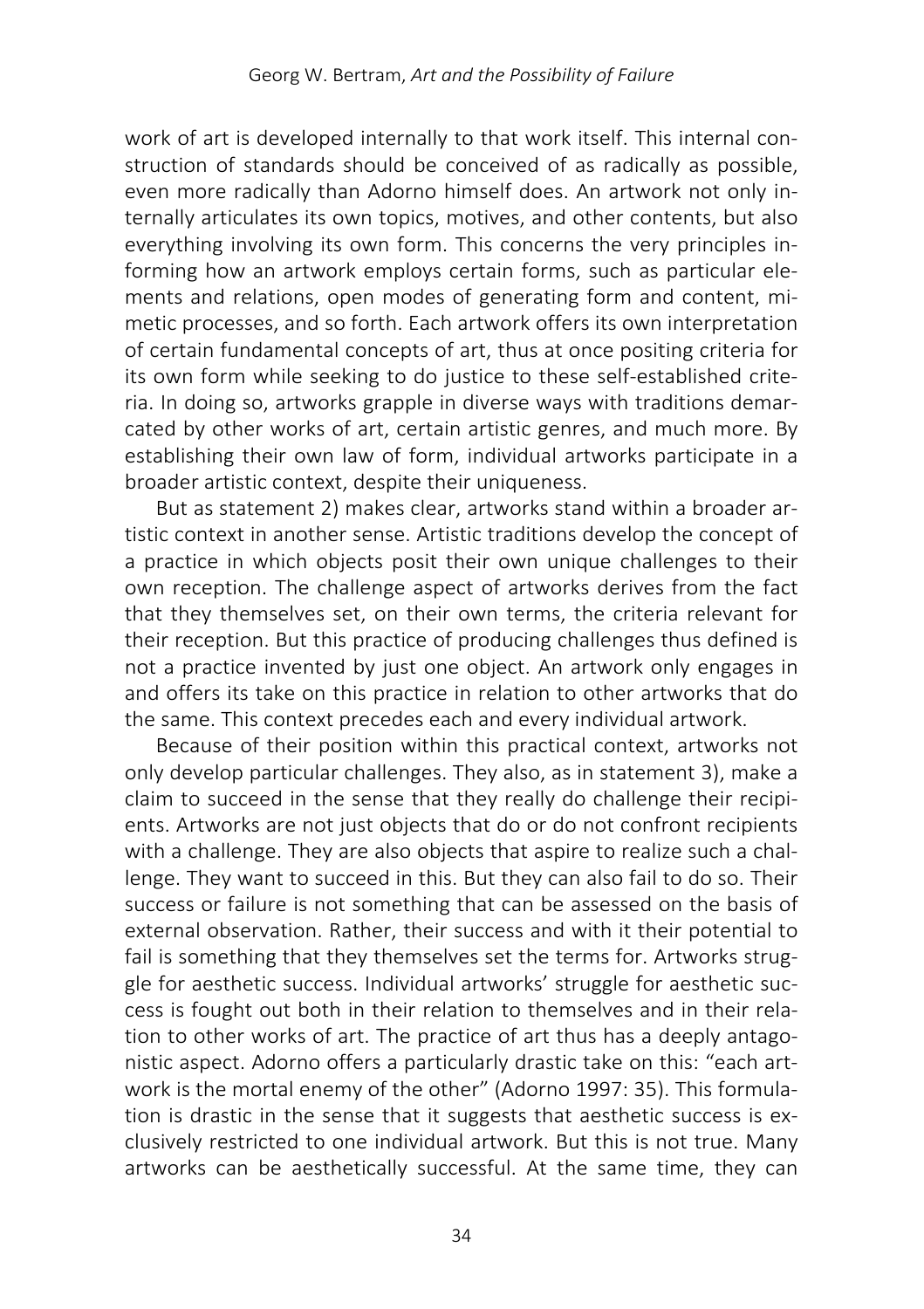work of art is developed internally to that work itself. This internal construction of standards should be conceived of as radically as possible, even more radically than Adorno himself does. An artwork not only internally articulates its own topics, motives, and other contents, but also everything involving its own form. This concerns the very principles informing how an artwork employs certain forms, such as particular elements and relations, open modes of generating form and content, mimetic processes, and so forth. Each artwork offers its own interpretation of certain fundamental concepts of art, thus at once positing criteria for its own form while seeking to do justice to these self-established criteria. In doing so, artworks grapple in diverse ways with traditions demarcated by other works of art, certain artistic genres, and much more. By establishing their own law of form, individual artworks participate in a broader artistic context, despite their uniqueness.

But as statement 2) makes clear, artworks stand within a broader artistic context in another sense. Artistic traditions develop the concept of a practice in which objects posit their own unique challenges to their own reception. The challenge aspect of artworks derives from the fact that they themselves set, on their own terms, the criteria relevant for their reception. But this practice of producing challenges thus defined is not a practice invented by just one object. An artwork only engages in and offers its take on this practice in relation to other artworks that do the same. This context precedes each and every individual artwork.

Because of their position within this practical context, artworks not only develop particular challenges. They also, as in statement 3), make a claim to succeed in the sense that they really do challenge their recipients. Artworks are not just objects that do or do not confront recipients with a challenge. They are also objects that aspire to realize such a challenge. They want to succeed in this. But they can also fail to do so. Their success or failure is not something that can be assessed on the basis of external observation. Rather, their success and with it their potential to fail is something that they themselves set the terms for. Artworks struggle for aesthetic success. Individual artworks' struggle for aesthetic success is fought out both in their relation to themselves and in their relation to other works of art. The practice of art thus has a deeply antagonistic aspect. Adorno offers a particularly drastic take on this: "each artwork is the mortal enemy of the other" (Adorno 1997: 35). This formulation is drastic in the sense that it suggests that aesthetic success is exclusively restricted to one individual artwork. But this is not true. Many artworks can be aesthetically successful. At the same time, they can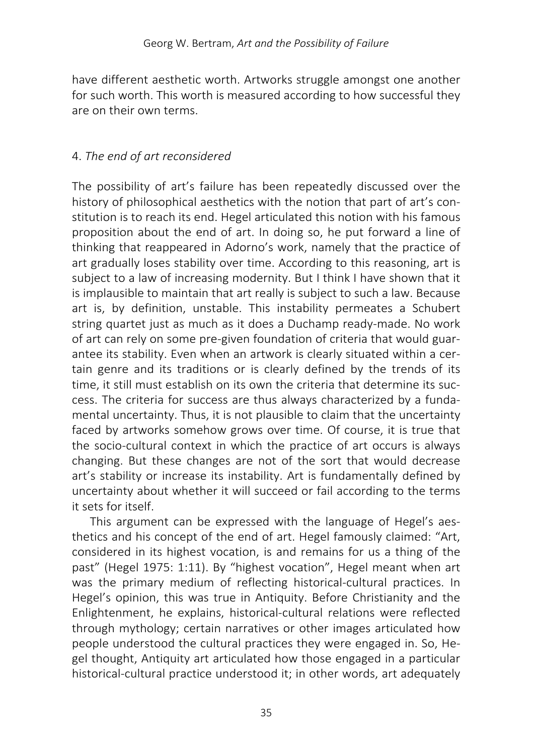have different aesthetic worth. Artworks struggle amongst one another for such worth. This worth is measured according to how successful they are on their own terms.

## 4. *The end of art reconsidered*

The possibility of art's failure has been repeatedly discussed over the history of philosophical aesthetics with the notion that part of art's constitution is to reach its end. Hegel articulated this notion with his famous proposition about the end of art. In doing so, he put forward a line of thinking that reappeared in Adorno's work, namely that the practice of art gradually loses stability over time. According to this reasoning, art is subject to a law of increasing modernity. But I think I have shown that it is implausible to maintain that art really is subject to such a law. Because art is, by definition, unstable. This instability permeates a Schubert string quartet just as much as it does a Duchamp ready-made. No work of art can rely on some pre-given foundation of criteria that would guarantee its stability. Even when an artwork is clearly situated within a certain genre and its traditions or is clearly defined by the trends of its time, it still must establish on its own the criteria that determine its success. The criteria for success are thus always characterized by a fundamental uncertainty. Thus, it is not plausible to claim that the uncertainty faced by artworks somehow grows over time. Of course, it is true that the socio-cultural context in which the practice of art occurs is always changing. But these changes are not of the sort that would decrease art's stability or increase its instability. Art is fundamentally defined by uncertainty about whether it will succeed or fail according to the terms it sets for itself.

This argument can be expressed with the language of Hegel's aesthetics and his concept of the end of art. Hegel famously claimed: "Art, considered in its highest vocation, is and remains for us a thing of the past" (Hegel 1975: 1:11). By "highest vocation", Hegel meant when art was the primary medium of reflecting historical-cultural practices. In Hegel's opinion, this was true in Antiquity. Before Christianity and the Enlightenment, he explains, historical-cultural relations were reflected through mythology; certain narratives or other images articulated how people understood the cultural practices they were engaged in. So, Hegel thought, Antiquity art articulated how those engaged in a particular historical-cultural practice understood it; in other words, art adequately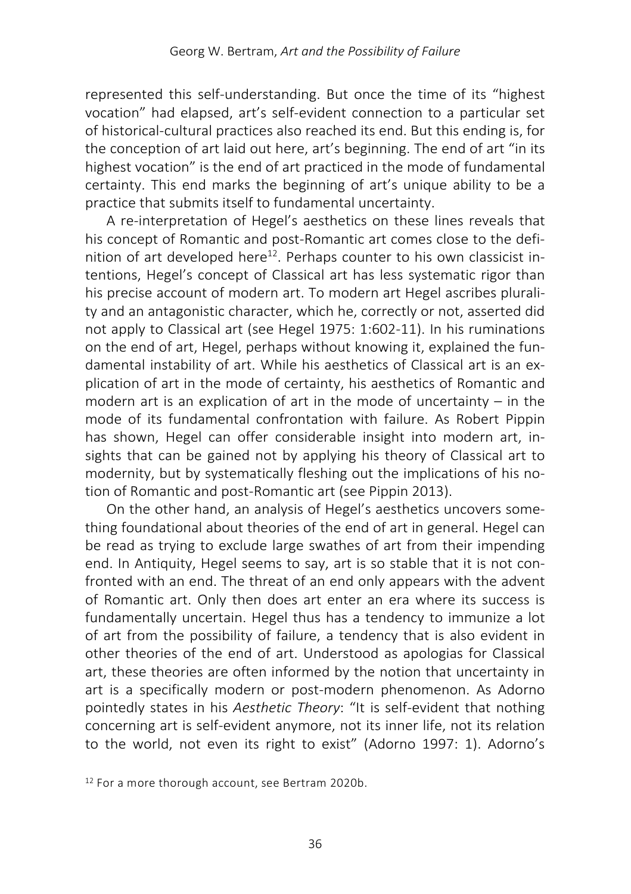represented this self-understanding. But once the time of its "highest vocation" had elapsed, art's self-evident connection to a particular set of historical-cultural practices also reached its end. But this ending is, for the conception of art laid out here, art's beginning. The end of art "in its highest vocation" is the end of art practiced in the mode of fundamental certainty. This end marks the beginning of art's unique ability to be a practice that submits itself to fundamental uncertainty.

A re-interpretation of Hegel's aesthetics on these lines reveals that his concept of Romantic and post-Romantic art comes close to the definition of art developed here[12]. Perhaps counter to his own classicist intentions, Hegel's concept of Classical art has less systematic rigor than his precise account of modern art. To modern art Hegel ascribes plurality and an antagonistic character, which he, correctly or not, asserted did not apply to Classical art (see Hegel 1975: 1:602-11). In his ruminations on the end of art, Hegel, perhaps without knowing it, explained the fundamental instability of art. While his aesthetics of Classical art is an explication of art in the mode of certainty, his aesthetics of Romantic and modern art is an explication of art in the mode of uncertainty – in the mode of its fundamental confrontation with failure. As Robert Pippin has shown, Hegel can offer considerable insight into modern art, insights that can be gained not by applying his theory of Classical art to modernity, but by systematically fleshing out the implications of his notion of Romantic and post-Romantic art (see Pippin 2013).

On the other hand, an analysis of Hegel's aesthetics uncovers something foundational about theories of the end of art in general. Hegel can be read as trying to exclude large swathes of art from their impending end. In Antiquity, Hegel seems to say, art is so stable that it is not confronted with an end. The threat of an end only appears with the advent of Romantic art. Only then does art enter an era where its success is fundamentally uncertain. Hegel thus has a tendency to immunize a lot of art from the possibility of failure, a tendency that is also evident in other theories of the end of art. Understood as apologias for Classical art, these theories are often informed by the notion that uncertainty in art is a specifically modern or post-modern phenomenon. As Adorno pointedly states in his *Aesthetic Theory*: "It is self-evident that nothing concerning art is self-evident anymore, not its inner life, not its relation to the world, not even its right to exist" (Adorno 1997: 1). Adorno's

[12] For a more thorough account, see Bertram 2020b.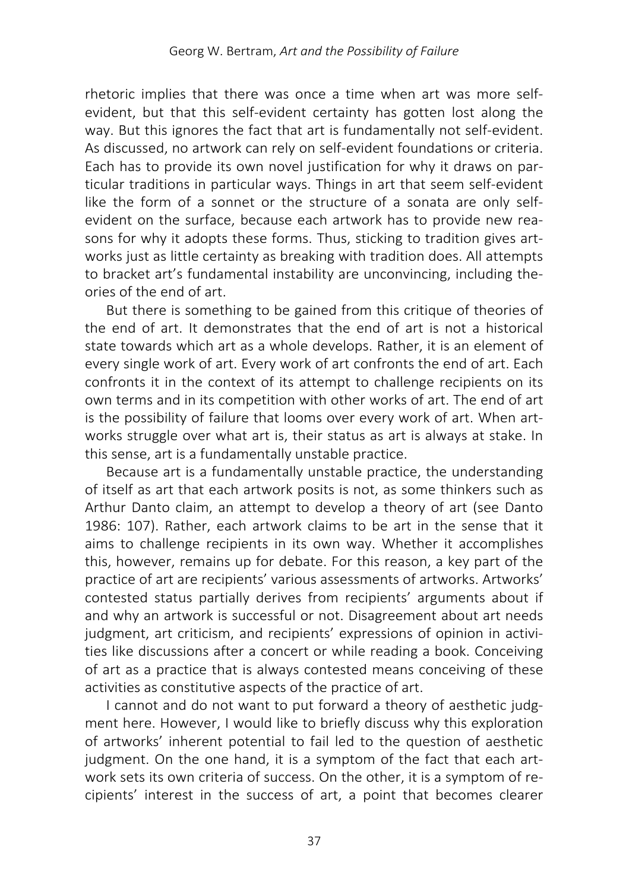rhetoric implies that there was once a time when art was more self-evident, but that this self-evident certainty has gotten lost along the way. But this ignores the fact that art is fundamentally not self-evident. As discussed, no artwork can rely on self-evident foundations or criteria. Each has to provide its own novel justification for why it draws on particular traditions in particular ways. Things in art that seem self-evident like the form of a sonnet or the structure of a sonata are only self-evident on the surface, because each artwork has to provide new reasons for why it adopts these forms. Thus, sticking to tradition gives artworks just as little certainty as breaking with tradition does. All attempts to bracket art's fundamental instability are unconvincing, including theories of the end of art.

But there is something to be gained from this critique of theories of the end of art. It demonstrates that the end of art is not a historical state towards which art as a whole develops. Rather, it is an element of every single work of art. Every work of art confronts the end of art. Each confronts it in the context of its attempt to challenge recipients on its own terms and in its competition with other works of art. The end of art is the possibility of failure that looms over every work of art. When artworks struggle over what art is, their status as art is always at stake. In this sense, art is a fundamentally unstable practice.

Because art is a fundamentally unstable practice, the understanding of itself as art that each artwork posits is not, as some thinkers such as Arthur Danto claim, an attempt to develop a theory of art (see Danto 1986: 107). Rather, each artwork claims to be art in the sense that it aims to challenge recipients in its own way. Whether it accomplishes this, however, remains up for debate. For this reason, a key part of the practice of art are recipients' various assessments of artworks. Artworks' contested status partially derives from recipients' arguments about if and why an artwork is successful or not. Disagreement about art needs judgment, art criticism, and recipients' expressions of opinion in activities like discussions after a concert or while reading a book. Conceiving of art as a practice that is always contested means conceiving of these activities as constitutive aspects of the practice of art.

I cannot and do not want to put forward a theory of aesthetic judgment here. However, I would like to briefly discuss why this exploration of artworks' inherent potential to fail led to the question of aesthetic judgment. On the one hand, it is a symptom of the fact that each artwork sets its own criteria of success. On the other, it is a symptom of recipients' interest in the success of art, a point that becomes clearer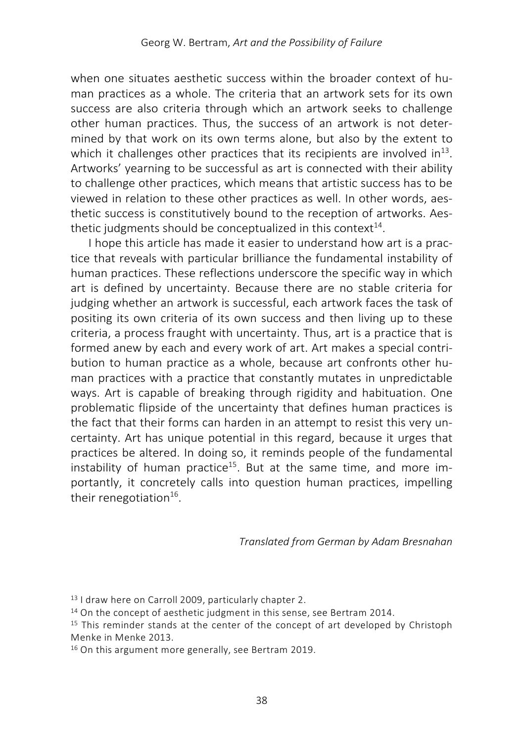when one situates aesthetic success within the broader context of human practices as a whole. The criteria that an artwork sets for its own success are also criteria through which an artwork seeks to challenge other human practices. Thus, the success of an artwork is not determined by that work on its own terms alone, but also by the extent to which it challenges other practices that its recipients are involved in[13]. Artworks' yearning to be successful as art is connected with their ability to challenge other practices, which means that artistic success has to be viewed in relation to these other practices as well. In other words, aesthetic success is constitutively bound to the reception of artworks. Aesthetic judgments should be conceptualized in this context[14].

I hope this article has made it easier to understand how art is a practice that reveals with particular brilliance the fundamental instability of human practices. These reflections underscore the specific way in which art is defined by uncertainty. Because there are no stable criteria for judging whether an artwork is successful, each artwork faces the task of positing its own criteria of its own success and then living up to these criteria, a process fraught with uncertainty. Thus, art is a practice that is formed anew by each and every work of art. Art makes a special contribution to human practice as a whole, because art confronts other human practices with a practice that constantly mutates in unpredictable ways. Art is capable of breaking through rigidity and habituation. One problematic flipside of the uncertainty that defines human practices is the fact that their forms can harden in an attempt to resist this very uncertainty. Art has unique potential in this regard, because it urges that practices be altered. In doing so, it reminds people of the fundamental instability of human practice[15]. But at the same time, and more importantly, it concretely calls into question human practices, impelling their renegotiation[16].

*Translated from German by Adam Bresnahan*

[13] I draw here on Carroll 2009, particularly chapter 2.

[14] On the concept of aesthetic judgment in this sense, see Bertram 2014.

[15] This reminder stands at the center of the concept of art developed by Christoph Menke in Menke 2013.

[16] On this argument more generally, see Bertram 2019.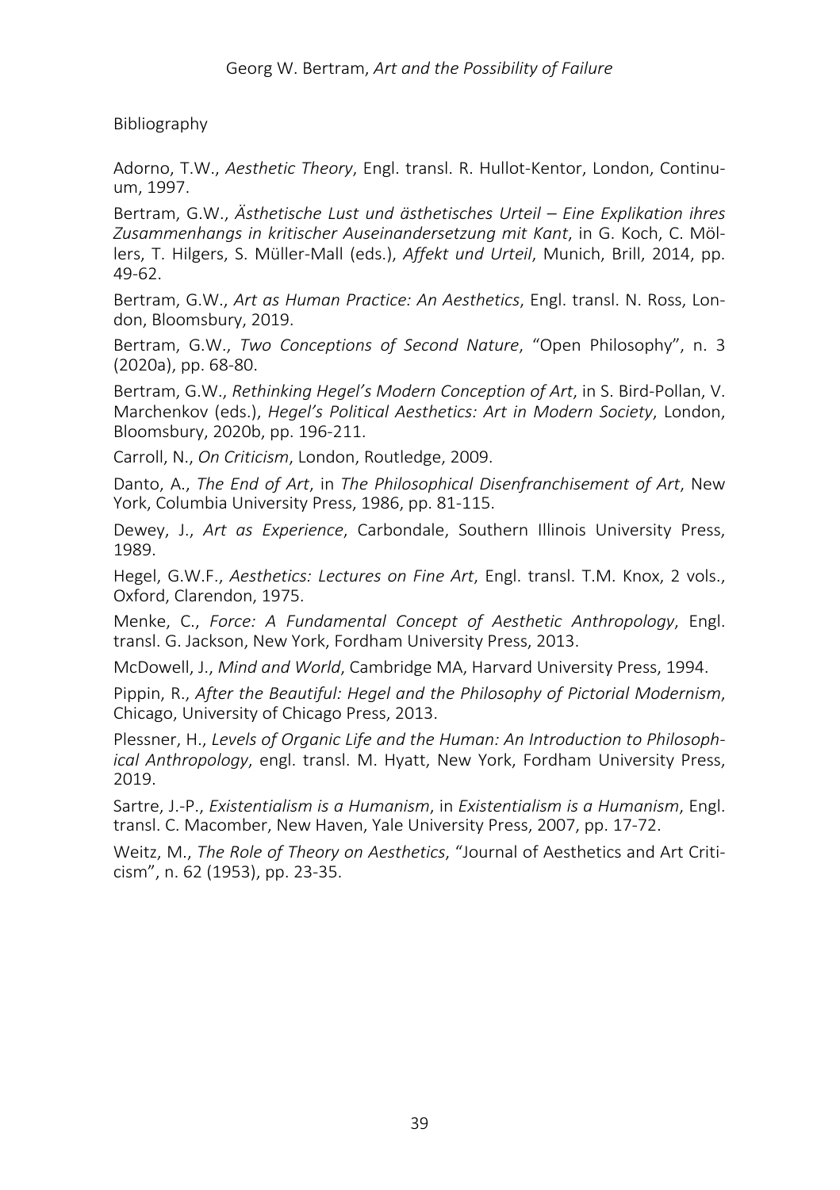Bibliography

Adorno, T.W., *Aesthetic Theory*, Engl. transl. R. Hullot-Kentor, London, Continuum, 1997.

Bertram, G.W., *Ästhetische Lust und ästhetisches Urteil – Eine Explikation ihres Zusammenhangs in kritischer Auseinandersetzung mit Kant*, in G. Koch, C. Möllers, T. Hilgers, S. Müller-Mall (eds.), *Affekt und Urteil*, Munich, Brill, 2014, pp. 49-62.

Bertram, G.W., *Art as Human Practice: An Aesthetics*, Engl. transl. N. Ross, London, Bloomsbury, 2019.

Bertram, G.W., *Two Conceptions of Second Nature*, "Open Philosophy", n. 3 (2020a), pp. 68-80.

Bertram, G.W., *Rethinking Hegel's Modern Conception of Art*, in S. Bird-Pollan, V. Marchenkov (eds.), *Hegel's Political Aesthetics: Art in Modern Society*, London, Bloomsbury, 2020b, pp. 196-211.

Carroll, N., *On Criticism*, London, Routledge, 2009.

Danto, A., *The End of Art*, in *The Philosophical Disenfranchisement of Art*, New York, Columbia University Press, 1986, pp. 81-115.

Dewey, J., *Art as Experience*, Carbondale, Southern Illinois University Press, 1989.

Hegel, G.W.F., *Aesthetics: Lectures on Fine Art*, Engl. transl. T.M. Knox, 2 vols., Oxford, Clarendon, 1975.

Menke, C., *Force: A Fundamental Concept of Aesthetic Anthropology*, Engl. transl. G. Jackson, New York, Fordham University Press, 2013.

McDowell, J., *Mind and World*, Cambridge MA, Harvard University Press, 1994.

Pippin, R., *After the Beautiful: Hegel and the Philosophy of Pictorial Modernism*, Chicago, University of Chicago Press, 2013.

Plessner, H., *Levels of Organic Life and the Human: An Introduction to Philosophical Anthropology*, engl. transl. M. Hyatt, New York, Fordham University Press, 2019.

Sartre, J.-P., *Existentialism is a Humanism*, in *Existentialism is a Humanism*, Engl. transl. C. Macomber, New Haven, Yale University Press, 2007, pp. 17-72.

Weitz, M., *The Role of Theory on Aesthetics*, "Journal of Aesthetics and Art Criticism", n. 62 (1953), pp. 23-35.